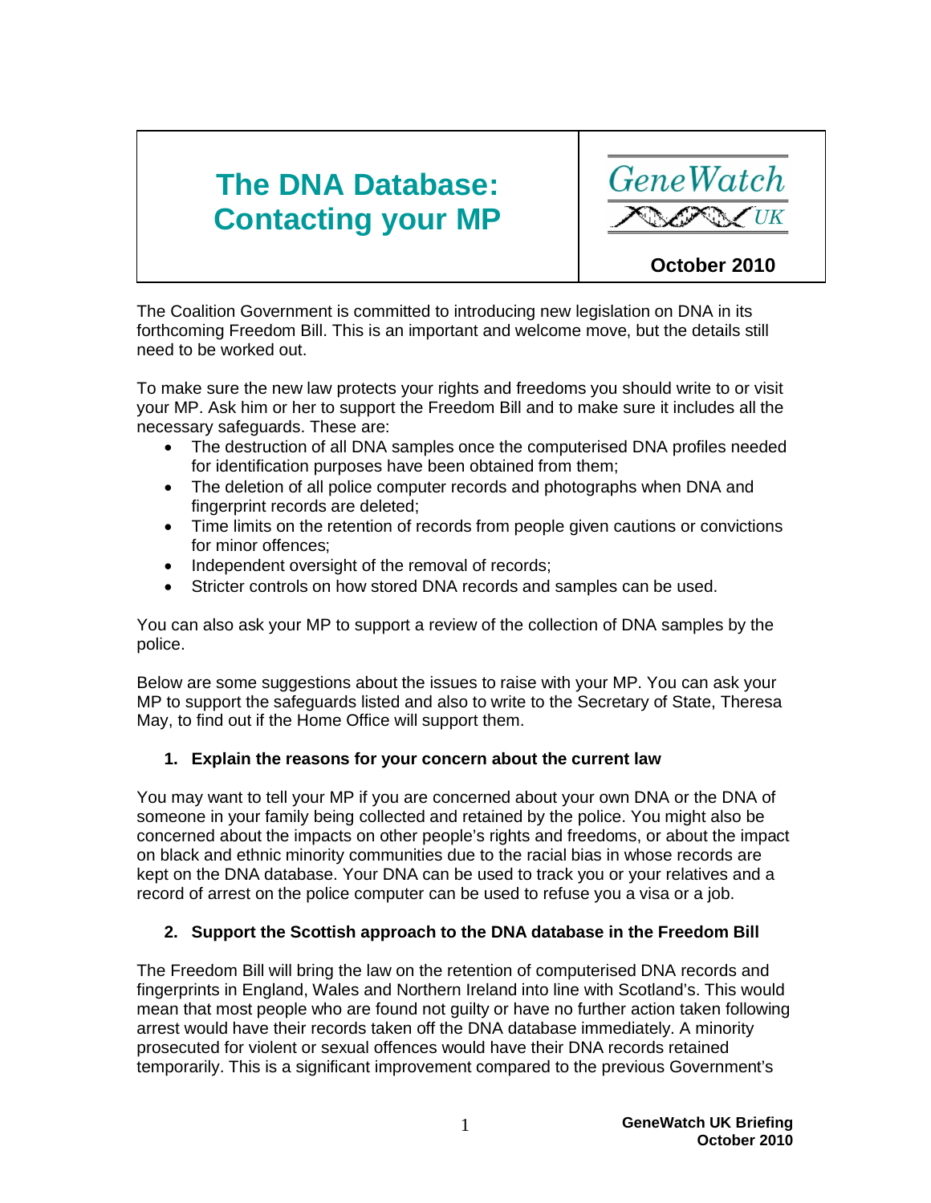# The DNA Database: Contacting your MP

GeneWatch UK

**October 2010**

The Coalition Government is committed to introducing new legislation on DNA in its forthcoming Freedom Bill. This is an important and welcome move, but the details still need to be worked out.

To make sure the new law protects your rights and freedoms you should write to or visit your MP. Ask him or her to support the Freedom Bill and to make sure it includes all the necessary safeguards. These are:

- The destruction of all DNA samples once the computerised DNA profiles needed for identification purposes have been obtained from them;
- The deletion of all police computer records and photographs when DNA and fingerprint records are deleted;
- Time limits on the retention of records from people given cautions or convictions for minor offences;
- Independent oversight of the removal of records;
- Stricter controls on how stored DNA records and samples can be used.

You can also ask your MP to support a review of the collection of DNA samples by the police.

Below are some suggestions about the issues to raise with your MP. You can ask your MP to support the safeguards listed and also to write to the Secretary of State, Theresa May, to find out if the Home Office will support them.

### 1. Explain the reasons for your concern about the current law

You may want to tell your MP if you are concerned about your own DNA or the DNA of someone in your family being collected and retained by the police. You might also be concerned about the impacts on other people's rights and freedoms, or about the impact on black and ethnic minority communities due to the racial bias in whose records are kept on the DNA database. Your DNA can be used to track you or your relatives and a record of arrest on the police computer can be used to refuse you a visa or a job.

### 2. Support the Scottish approach to the DNA database in the Freedom Bill

The Freedom Bill will bring the law on the retention of computerised DNA records and fingerprints in England, Wales and Northern Ireland into line with Scotland's. This would mean that most people who are found not guilty or have no further action taken following arrest would have their records taken off the DNA database immediately. A minority prosecuted for violent or sexual offences would have their DNA records retained temporarily. This is a significant improvement compared to the previous Government's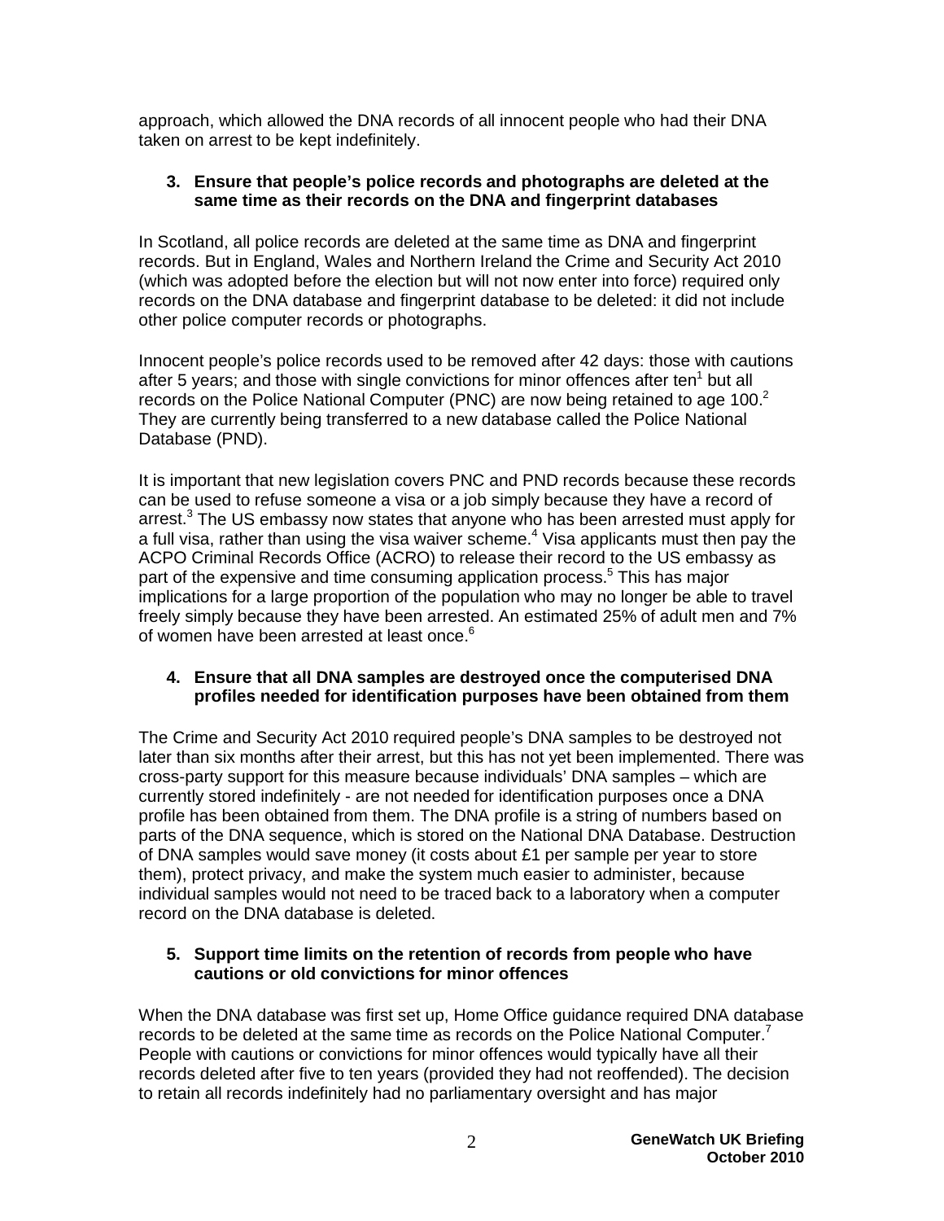approach, which allowed the DNA records of all innocent people who had their DNA taken on arrest to be kept indefinitely.

**3. Ensure that people's police records and photographs are deleted at the same time as their records on the DNA and fingerprint databases**

In Scotland, all police records are deleted at the same time as DNA and fingerprint records. But in England, Wales and Northern Ireland the Crime and Security Act 2010 (which was adopted before the election but will not now enter into force) required only records on the DNA database and fingerprint database to be deleted: it did not include other police computer records or photographs.

Innocent people's police records used to be removed after 42 days: those with cautions after 5 years; and those with single convictions for minor offences after ten[1] but all records on the Police National Computer (PNC) are now being retained to age 100.[2] They are currently being transferred to a new database called the Police National Database (PND).

It is important that new legislation covers PNC and PND records because these records can be used to refuse someone a visa or a job simply because they have a record of arrest.[3] The US embassy now states that anyone who has been arrested must apply for a full visa, rather than using the visa waiver scheme.[4] Visa applicants must then pay the ACPO Criminal Records Office (ACRO) to release their record to the US embassy as part of the expensive and time consuming application process.[5] This has major implications for a large proportion of the population who may no longer be able to travel freely simply because they have been arrested. An estimated 25% of adult men and 7% of women have been arrested at least once.[6]

**4. Ensure that all DNA samples are destroyed once the computerised DNA profiles needed for identification purposes have been obtained from them**

The Crime and Security Act 2010 required people's DNA samples to be destroyed not later than six months after their arrest, but this has not yet been implemented. There was cross-party support for this measure because individuals' DNA samples – which are currently stored indefinitely - are not needed for identification purposes once a DNA profile has been obtained from them. The DNA profile is a string of numbers based on parts of the DNA sequence, which is stored on the National DNA Database. Destruction of DNA samples would save money (it costs about £1 per sample per year to store them), protect privacy, and make the system much easier to administer, because individual samples would not need to be traced back to a laboratory when a computer record on the DNA database is deleted.

**5. Support time limits on the retention of records from people who have cautions or old convictions for minor offences**

When the DNA database was first set up, Home Office guidance required DNA database records to be deleted at the same time as records on the Police National Computer.[7] People with cautions or convictions for minor offences would typically have all their records deleted after five to ten years (provided they had not reoffended). The decision to retain all records indefinitely had no parliamentary oversight and has major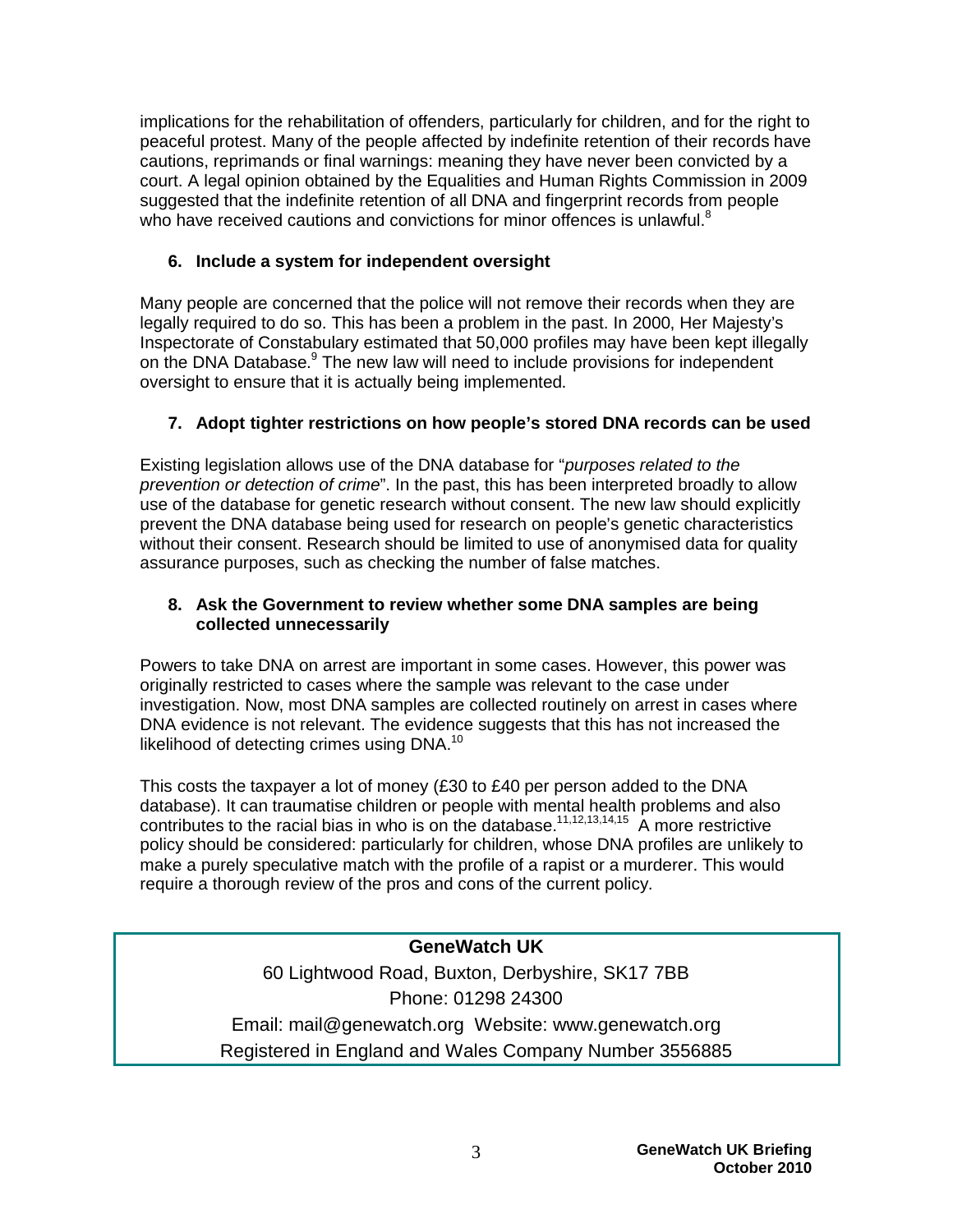implications for the rehabilitation of offenders, particularly for children, and for the right to peaceful protest. Many of the people affected by indefinite retention of their records have cautions, reprimands or final warnings: meaning they have never been convicted by a court. A legal opinion obtained by the Equalities and Human Rights Commission in 2009 suggested that the indefinite retention of all DNA and fingerprint records from people who have received cautions and convictions for minor offences is unlawful.[8]

### 6. Include a system for independent oversight

Many people are concerned that the police will not remove their records when they are legally required to do so. This has been a problem in the past. In 2000, Her Majesty's Inspectorate of Constabulary estimated that 50,000 profiles may have been kept illegally on the DNA Database.[9] The new law will need to include provisions for independent oversight to ensure that it is actually being implemented.

### 7. Adopt tighter restrictions on how people's stored DNA records can be used

Existing legislation allows use of the DNA database for "*purposes related to the prevention or detection of crime*". In the past, this has been interpreted broadly to allow use of the database for genetic research without consent. The new law should explicitly prevent the DNA database being used for research on people's genetic characteristics without their consent. Research should be limited to use of anonymised data for quality assurance purposes, such as checking the number of false matches.

### 8. Ask the Government to review whether some DNA samples are being collected unnecessarily

Powers to take DNA on arrest are important in some cases. However, this power was originally restricted to cases where the sample was relevant to the case under investigation. Now, most DNA samples are collected routinely on arrest in cases where DNA evidence is not relevant. The evidence suggests that this has not increased the likelihood of detecting crimes using DNA.[10]

This costs the taxpayer a lot of money (£30 to £40 per person added to the DNA database). It can traumatise children or people with mental health problems and also contributes to the racial bias in who is on the database.[11,12,13,14,15] A more restrictive policy should be considered: particularly for children, whose DNA profiles are unlikely to make a purely speculative match with the profile of a rapist or a murderer. This would require a thorough review of the pros and cons of the current policy.

**GeneWatch UK**

60 Lightwood Road, Buxton, Derbyshire, SK17 7BB

Phone: 01298 24300

Email: mail@genewatch.org Website: www.genewatch.org

Registered in England and Wales Company Number 3556885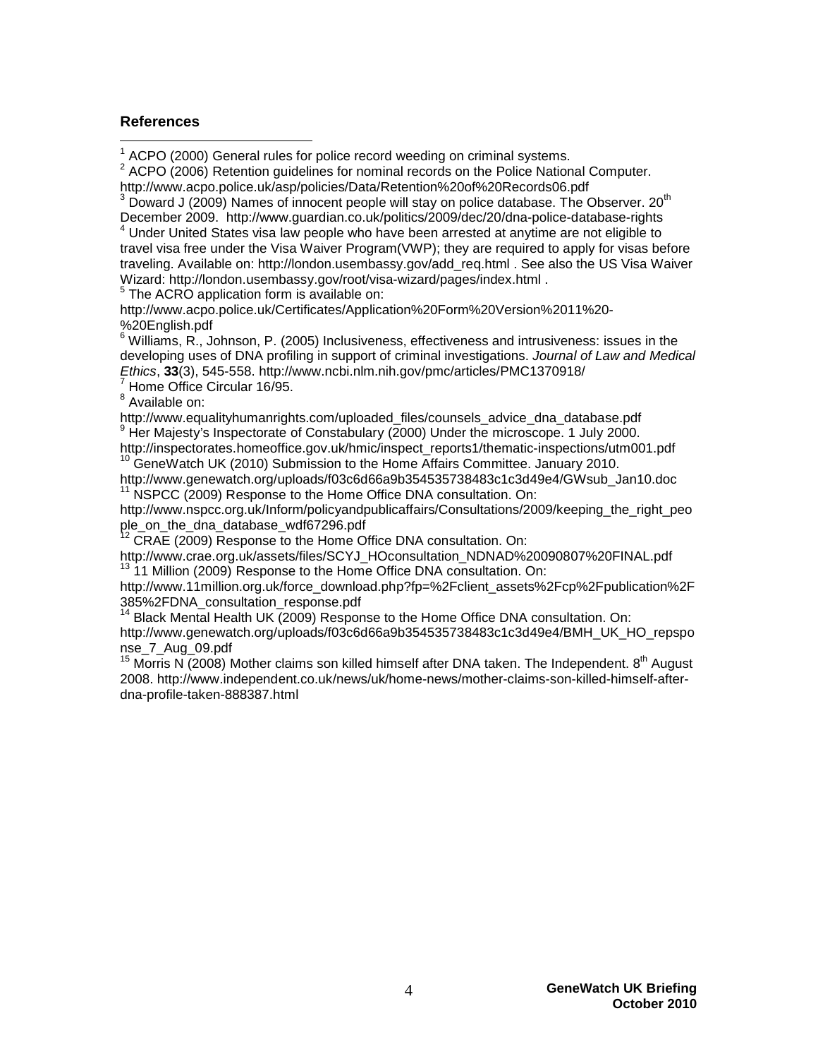**References**

[1] ACPO (2000) General rules for police record weeding on criminal systems.

[2] ACPO (2006) Retention guidelines for nominal records on the Police National Computer. http://www.acpo.police.uk/asp/policies/Data/Retention%20of%20Records06.pdf

[3] Doward J (2009) Names of innocent people will stay on police database. The Observer. 20th December 2009. http://www.guardian.co.uk/politics/2009/dec/20/dna-police-database-rights

[4] Under United States visa law people who have been arrested at anytime are not eligible to travel visa free under the Visa Waiver Program(VWP); they are required to apply for visas before traveling. Available on: http://london.usembassy.gov/add_req.html . See also the US Visa Waiver Wizard: http://london.usembassy.gov/root/visa-wizard/pages/index.html .

[5] The ACRO application form is available on: http://www.acpo.police.uk/Certificates/Application%20Form%20Version%2011%20-%20English.pdf

[6] Williams, R., Johnson, P. (2005) Inclusiveness, effectiveness and intrusiveness: issues in the developing uses of DNA profiling in support of criminal investigations. *Journal of Law and Medical Ethics*, **33**(3), 545-558. http://www.ncbi.nlm.nih.gov/pmc/articles/PMC1370918/

[7] Home Office Circular 16/95.

[8] Available on: http://www.equalityhumanrights.com/uploaded_files/counsels_advice_dna_database.pdf

[9] Her Majesty's Inspectorate of Constabulary (2000) Under the microscope. 1 July 2000. http://inspectorates.homeoffice.gov.uk/hmic/inspect_reports1/thematic-inspections/utm001.pdf

[10] GeneWatch UK (2010) Submission to the Home Affairs Committee. January 2010. http://www.genewatch.org/uploads/f03c6d66a9b354535738483c1c3d49e4/GWsub_Jan10.doc

[11] NSPCC (2009) Response to the Home Office DNA consultation. On: http://www.nspcc.org.uk/Inform/policyandpublicaffairs/Consultations/2009/keeping_the_right_people_on_the_dna_database_wdf67296.pdf

[12] CRAE (2009) Response to the Home Office DNA consultation. On: http://www.crae.org.uk/assets/files/SCYJ_HOconsultation_NDNAD%20090807%20FINAL.pdf

[13] 11 Million (2009) Response to the Home Office DNA consultation. On: http://www.11million.org.uk/force_download.php?fp=%2Fclient_assets%2Fcp%2Fpublication%2F385%2FDNA_consultation_response.pdf

[14] Black Mental Health UK (2009) Response to the Home Office DNA consultation. On: http://www.genewatch.org/uploads/f03c6d66a9b354535738483c1c3d49e4/BMH_UK_HO_repsponse_7_Aug_09.pdf

[15] Morris N (2008) Mother claims son killed himself after DNA taken. The Independent. 8th August 2008. http://www.independent.co.uk/news/uk/home-news/mother-claims-son-killed-himself-after-dna-profile-taken-888387.html